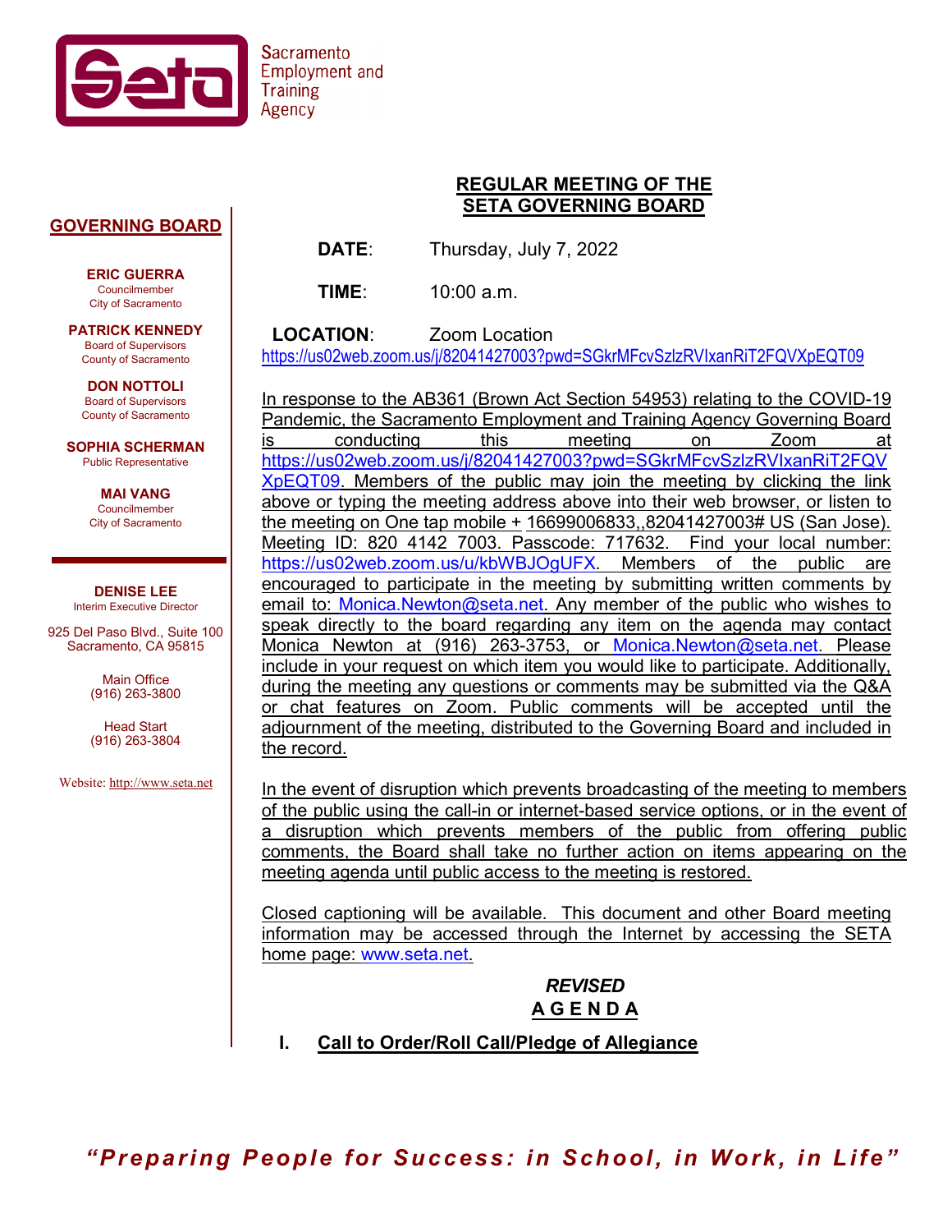Sacramento Employment and Training Agency

**GOVERNING BOARD**

**ERIC GUERRA**
Councilmember
City of Sacramento

**PATRICK KENNEDY**
Board of Supervisors
County of Sacramento

**DON NOTTOLI**
Board of Supervisors
County of Sacramento

**SOPHIA SCHERMAN**
Public Representative

**MAI VANG**
Councilmember
City of Sacramento

**DENISE LEE**
Interim Executive Director

925 Del Paso Blvd., Suite 100
Sacramento, CA 95815

Main Office
(916) 263-3800

Head Start
(916) 263-3804

Website: http://www.seta.net

# REGULAR MEETING OF THE SETA GOVERNING BOARD

**DATE**: Thursday, July 7, 2022

**TIME**: 10:00 a.m.

**LOCATION**: Zoom Location
https://us02web.zoom.us/j/82041427003?pwd=SGkrMFcvSzlzRVIxanRiT2FQVXpEQT09

In response to the AB361 (Brown Act Section 54953) relating to the COVID-19 Pandemic, the Sacramento Employment and Training Agency Governing Board is conducting this meeting on Zoom at https://us02web.zoom.us/j/82041427003?pwd=SGkrMFcvSzlzRVIxanRiT2FQVXpEQT09. Members of the public may join the meeting by clicking the link above or typing the meeting address above into their web browser, or listen to the meeting on One tap mobile + 16699006833,,82041427003# US (San Jose). Meeting ID: 820 4142 7003. Passcode: 717632. Find your local number: https://us02web.zoom.us/u/kbWBJOgUFX. Members of the public are encouraged to participate in the meeting by submitting written comments by email to: Monica.Newton@seta.net. Any member of the public who wishes to speak directly to the board regarding any item on the agenda may contact Monica Newton at (916) 263-3753, or Monica.Newton@seta.net. Please include in your request on which item you would like to participate. Additionally, during the meeting any questions or comments may be submitted via the Q&A or chat features on Zoom. Public comments will be accepted until the adjournment of the meeting, distributed to the Governing Board and included in the record.

In the event of disruption which prevents broadcasting of the meeting to members of the public using the call-in or internet-based service options, or in the event of a disruption which prevents members of the public from offering public comments, the Board shall take no further action on items appearing on the meeting agenda until public access to the meeting is restored.

Closed captioning will be available. This document and other Board meeting information may be accessed through the Internet by accessing the SETA home page: www.seta.net.

***REVISED***
## A G E N D A

**I. Call to Order/Roll Call/Pledge of Allegiance**

*"Preparing People for Success: in School, in Work, in Life"*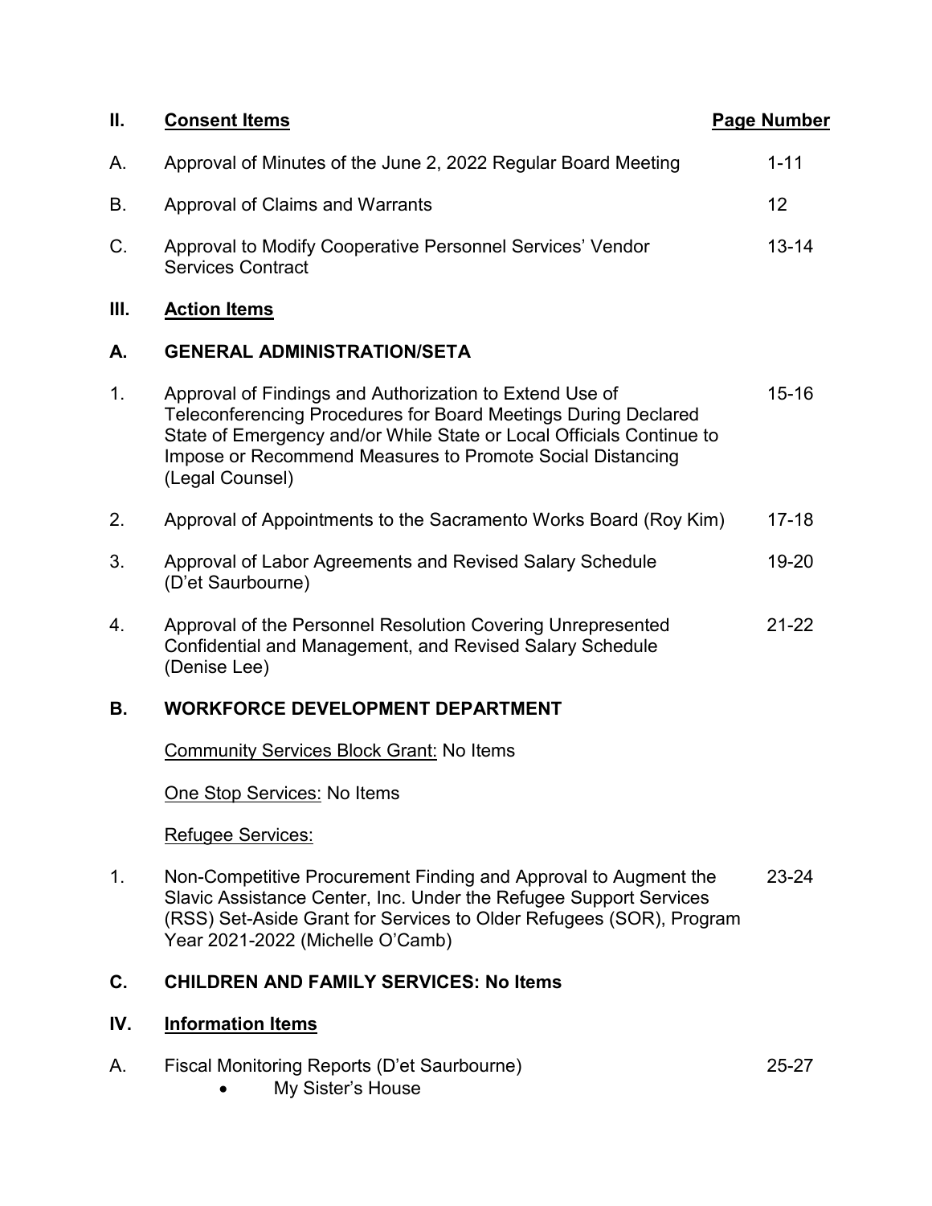| II. | Consent Items | Page Number |
|---|---|---|
| A. | Approval of Minutes of the June 2, 2022 Regular Board Meeting | 1-11 |
| B. | Approval of Claims and Warrants | 12 |
| C. | Approval to Modify Cooperative Personnel Services' Vendor Services Contract | 13-14 |

## III. Action Items

### A. GENERAL ADMINISTRATION/SETA

| | | |
|---|---|---|
| 1. | Approval of Findings and Authorization to Extend Use of Teleconferencing Procedures for Board Meetings During Declared State of Emergency and/or While State or Local Officials Continue to Impose or Recommend Measures to Promote Social Distancing (Legal Counsel) | 15-16 |
| 2. | Approval of Appointments to the Sacramento Works Board (Roy Kim) | 17-18 |
| 3. | Approval of Labor Agreements and Revised Salary Schedule (D'et Saurbourne) | 19-20 |
| 4. | Approval of the Personnel Resolution Covering Unrepresented Confidential and Management, and Revised Salary Schedule (Denise Lee) | 21-22 |

### B. WORKFORCE DEVELOPMENT DEPARTMENT

Community Services Block Grant: No Items

One Stop Services: No Items

Refugee Services:

| | | |
|---|---|---|
| 1. | Non-Competitive Procurement Finding and Approval to Augment the Slavic Assistance Center, Inc. Under the Refugee Support Services (RSS) Set-Aside Grant for Services to Older Refugees (SOR), Program Year 2021-2022 (Michelle O'Camb) | 23-24 |

### C. CHILDREN AND FAMILY SERVICES: No Items

## IV. Information Items

| | | |
|---|---|---|
| A. | Fiscal Monitoring Reports (D'et Saurbourne)<br>• My Sister's House | 25-27 |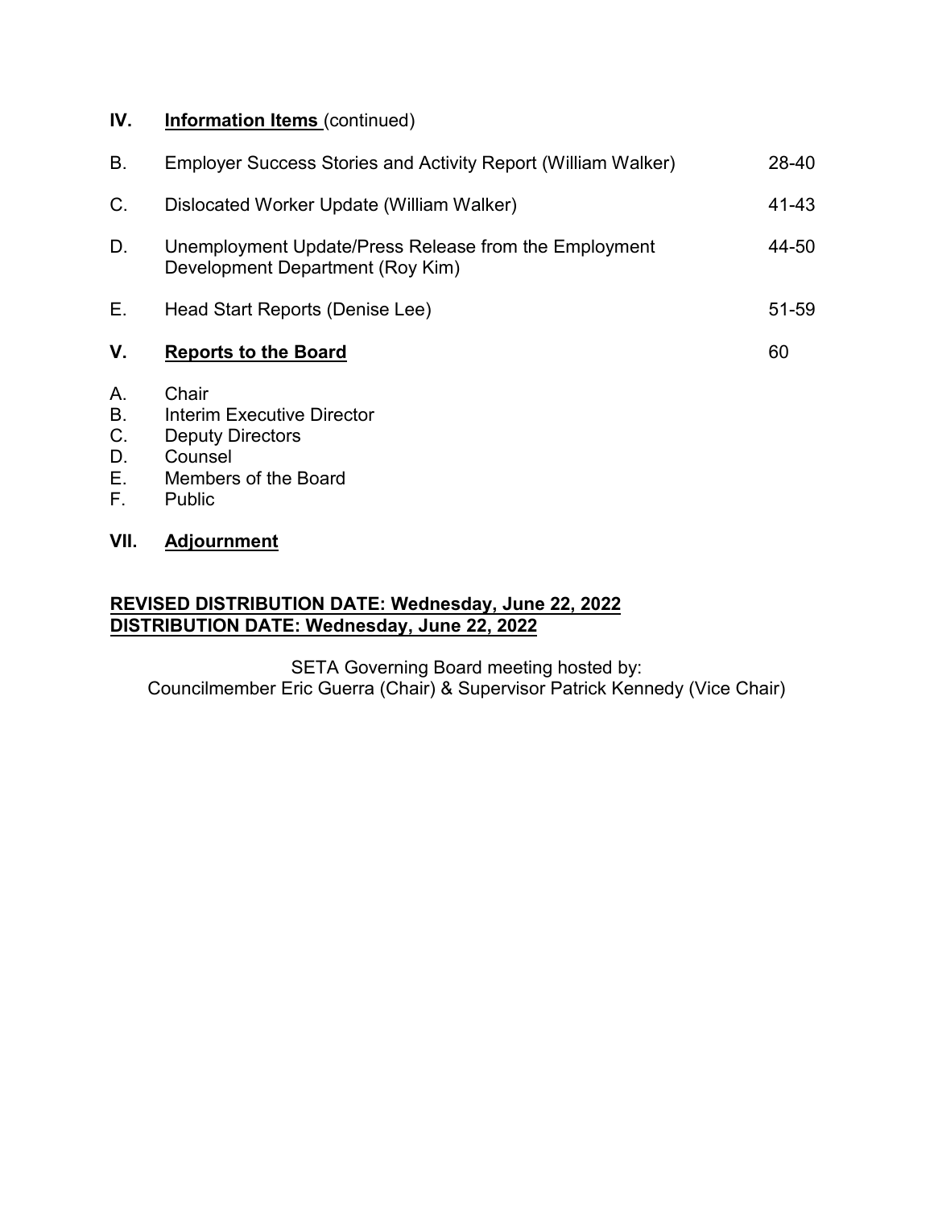## IV. **Information Items** (continued)

| | | |
|---|---|---|
| B. | Employer Success Stories and Activity Report (William Walker) | 28-40 |
| C. | Dislocated Worker Update (William Walker) | 41-43 |
| D. | Unemployment Update/Press Release from the Employment Development Department (Roy Kim) | 44-50 |
| E. | Head Start Reports (Denise Lee) | 51-59 |

## V. **Reports to the Board** 60

A. Chair
B. Interim Executive Director
C. Deputy Directors
D. Counsel
E. Members of the Board
F. Public

## VII. **Adjournment**

**REVISED DISTRIBUTION DATE: Wednesday, June 22, 2022**
**DISTRIBUTION DATE: Wednesday, June 22, 2022**

SETA Governing Board meeting hosted by:
Councilmember Eric Guerra (Chair) & Supervisor Patrick Kennedy (Vice Chair)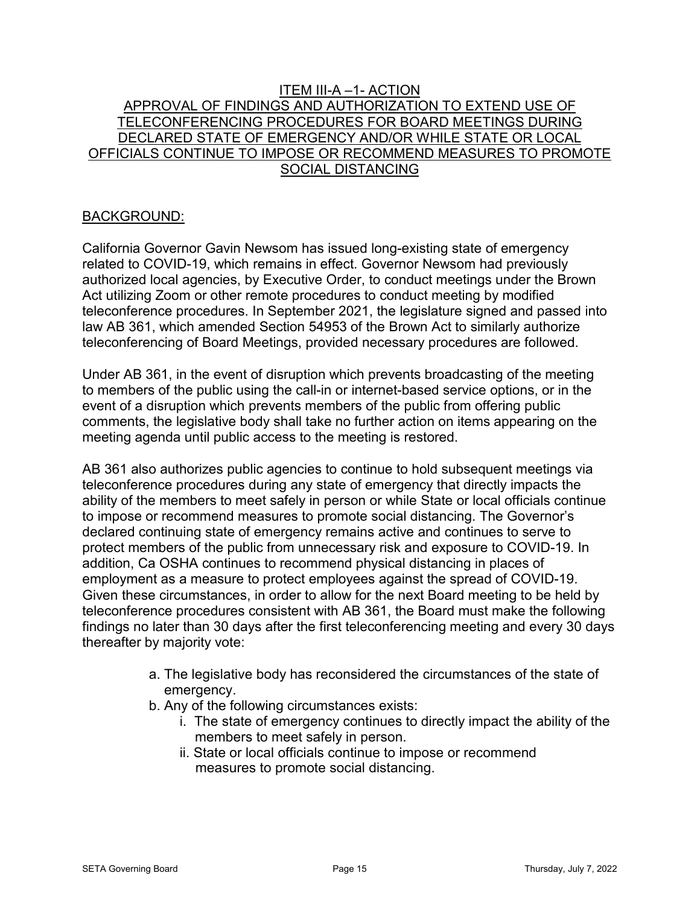## ITEM III-A –1- ACTION
## APPROVAL OF FINDINGS AND AUTHORIZATION TO EXTEND USE OF TELECONFERENCING PROCEDURES FOR BOARD MEETINGS DURING DECLARED STATE OF EMERGENCY AND/OR WHILE STATE OR LOCAL OFFICIALS CONTINUE TO IMPOSE OR RECOMMEND MEASURES TO PROMOTE SOCIAL DISTANCING

### BACKGROUND:

California Governor Gavin Newsom has issued long-existing state of emergency related to COVID-19, which remains in effect. Governor Newsom had previously authorized local agencies, by Executive Order, to conduct meetings under the Brown Act utilizing Zoom or other remote procedures to conduct meeting by modified teleconference procedures. In September 2021, the legislature signed and passed into law AB 361, which amended Section 54953 of the Brown Act to similarly authorize teleconferencing of Board Meetings, provided necessary procedures are followed.

Under AB 361, in the event of disruption which prevents broadcasting of the meeting to members of the public using the call-in or internet-based service options, or in the event of a disruption which prevents members of the public from offering public comments, the legislative body shall take no further action on items appearing on the meeting agenda until public access to the meeting is restored.

AB 361 also authorizes public agencies to continue to hold subsequent meetings via teleconference procedures during any state of emergency that directly impacts the ability of the members to meet safely in person or while State or local officials continue to impose or recommend measures to promote social distancing. The Governor's declared continuing state of emergency remains active and continues to serve to protect members of the public from unnecessary risk and exposure to COVID-19. In addition, Ca OSHA continues to recommend physical distancing in places of employment as a measure to protect employees against the spread of COVID-19. Given these circumstances, in order to allow for the next Board meeting to be held by teleconference procedures consistent with AB 361, the Board must make the following findings no later than 30 days after the first teleconferencing meeting and every 30 days thereafter by majority vote:

a. The legislative body has reconsidered the circumstances of the state of emergency.
b. Any of the following circumstances exists:
    i. The state of emergency continues to directly impact the ability of the members to meet safely in person.
    ii. State or local officials continue to impose or recommend measures to promote social distancing.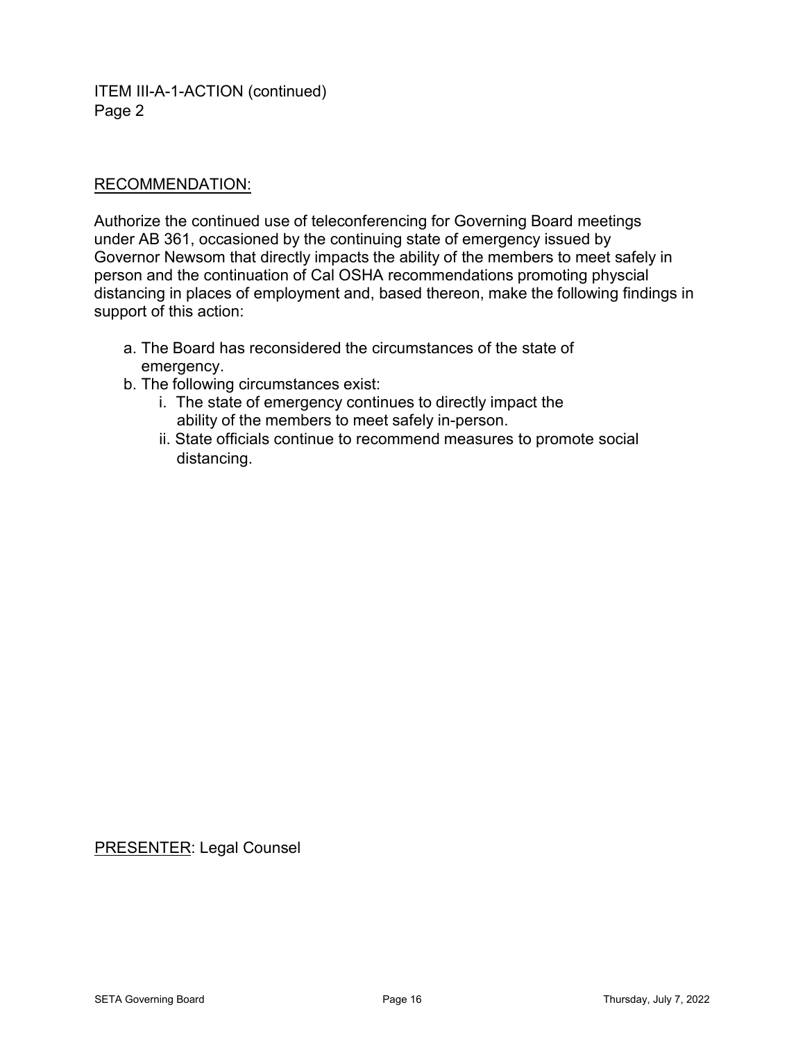ITEM III-A-1-ACTION (continued)
Page 2

RECOMMENDATION:

Authorize the continued use of teleconferencing for Governing Board meetings under AB 361, occasioned by the continuing state of emergency issued by Governor Newsom that directly impacts the ability of the members to meet safely in person and the continuation of Cal OSHA recommendations promoting physcial distancing in places of employment and, based thereon, make the following findings in support of this action:

a. The Board has reconsidered the circumstances of the state of emergency.
b. The following circumstances exist:
   i. The state of emergency continues to directly impact the ability of the members to meet safely in-person.
   ii. State officials continue to recommend measures to promote social distancing.

PRESENTER: Legal Counsel